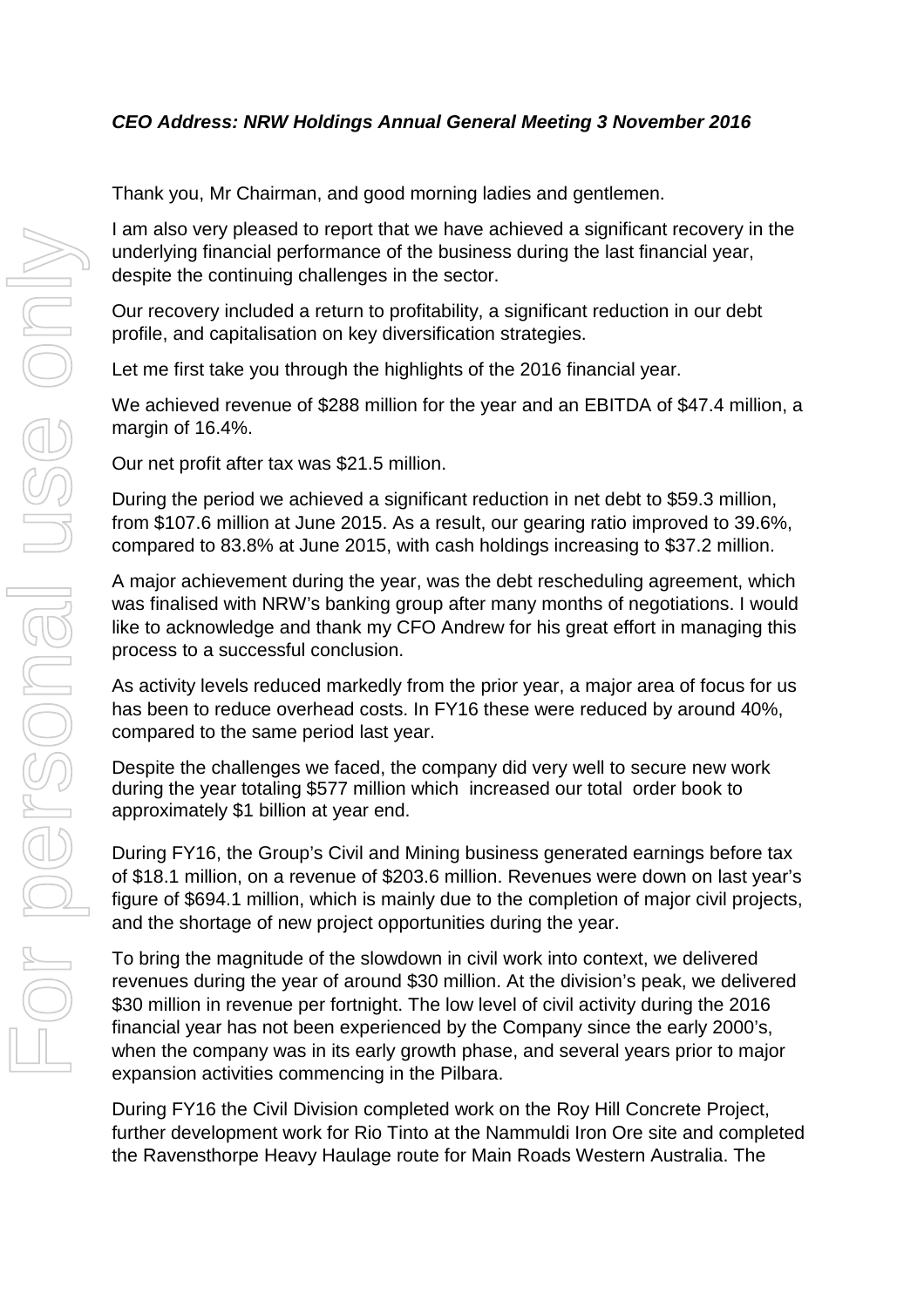***CEO Address: NRW Holdings Annual General Meeting 3 November 2016***

Thank you, Mr Chairman, and good morning ladies and gentlemen.

I am also very pleased to report that we have achieved a significant recovery in the underlying financial performance of the business during the last financial year, despite the continuing challenges in the sector.

Our recovery included a return to profitability, a significant reduction in our debt profile, and capitalisation on key diversification strategies.

Let me first take you through the highlights of the 2016 financial year.

We achieved revenue of $288 million for the year and an EBITDA of $47.4 million, a margin of 16.4%.

Our net profit after tax was $21.5 million.

During the period we achieved a significant reduction in net debt to $59.3 million, from $107.6 million at June 2015. As a result, our gearing ratio improved to 39.6%, compared to 83.8% at June 2015, with cash holdings increasing to $37.2 million.

A major achievement during the year, was the debt rescheduling agreement, which was finalised with NRW's banking group after many months of negotiations. I would like to acknowledge and thank my CFO Andrew for his great effort in managing this process to a successful conclusion.

As activity levels reduced markedly from the prior year, a major area of focus for us has been to reduce overhead costs. In FY16 these were reduced by around 40%, compared to the same period last year.

Despite the challenges we faced, the company did very well to secure new work during the year totaling $577 million which increased our total order book to approximately $1 billion at year end.

During FY16, the Group's Civil and Mining business generated earnings before tax of $18.1 million, on a revenue of $203.6 million. Revenues were down on last year's figure of $694.1 million, which is mainly due to the completion of major civil projects, and the shortage of new project opportunities during the year.

To bring the magnitude of the slowdown in civil work into context, we delivered revenues during the year of around $30 million. At the division's peak, we delivered $30 million in revenue per fortnight. The low level of civil activity during the 2016 financial year has not been experienced by the Company since the early 2000's, when the company was in its early growth phase, and several years prior to major expansion activities commencing in the Pilbara.

During FY16 the Civil Division completed work on the Roy Hill Concrete Project, further development work for Rio Tinto at the Nammuldi Iron Ore site and completed the Ravensthorpe Heavy Haulage route for Main Roads Western Australia. The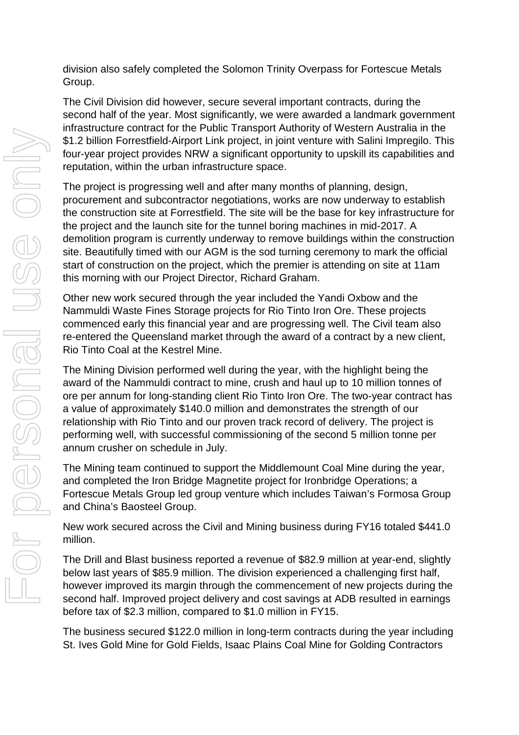division also safely completed the Solomon Trinity Overpass for Fortescue Metals Group.

The Civil Division did however, secure several important contracts, during the second half of the year. Most significantly, we were awarded a landmark government infrastructure contract for the Public Transport Authority of Western Australia in the $1.2 billion Forrestfield-Airport Link project, in joint venture with Salini Impregilo. This four-year project provides NRW a significant opportunity to upskill its capabilities and reputation, within the urban infrastructure space.

The project is progressing well and after many months of planning, design, procurement and subcontractor negotiations, works are now underway to establish the construction site at Forrestfield. The site will be the base for key infrastructure for the project and the launch site for the tunnel boring machines in mid-2017. A demolition program is currently underway to remove buildings within the construction site. Beautifully timed with our AGM is the sod turning ceremony to mark the official start of construction on the project, which the premier is attending on site at 11am this morning with our Project Director, Richard Graham.

Other new work secured through the year included the Yandi Oxbow and the Nammuldi Waste Fines Storage projects for Rio Tinto Iron Ore. These projects commenced early this financial year and are progressing well. The Civil team also re-entered the Queensland market through the award of a contract by a new client, Rio Tinto Coal at the Kestrel Mine.

The Mining Division performed well during the year, with the highlight being the award of the Nammuldi contract to mine, crush and haul up to 10 million tonnes of ore per annum for long-standing client Rio Tinto Iron Ore. The two-year contract has a value of approximately $140.0 million and demonstrates the strength of our relationship with Rio Tinto and our proven track record of delivery. The project is performing well, with successful commissioning of the second 5 million tonne per annum crusher on schedule in July.

The Mining team continued to support the Middlemount Coal Mine during the year, and completed the Iron Bridge Magnetite project for Ironbridge Operations; a Fortescue Metals Group led group venture which includes Taiwan's Formosa Group and China's Baosteel Group.

New work secured across the Civil and Mining business during FY16 totaled $441.0 million.

The Drill and Blast business reported a revenue of $82.9 million at year-end, slightly below last years of $85.9 million. The division experienced a challenging first half, however improved its margin through the commencement of new projects during the second half. Improved project delivery and cost savings at ADB resulted in earnings before tax of $2.3 million, compared to $1.0 million in FY15.

The business secured $122.0 million in long-term contracts during the year including St. Ives Gold Mine for Gold Fields, Isaac Plains Coal Mine for Golding Contractors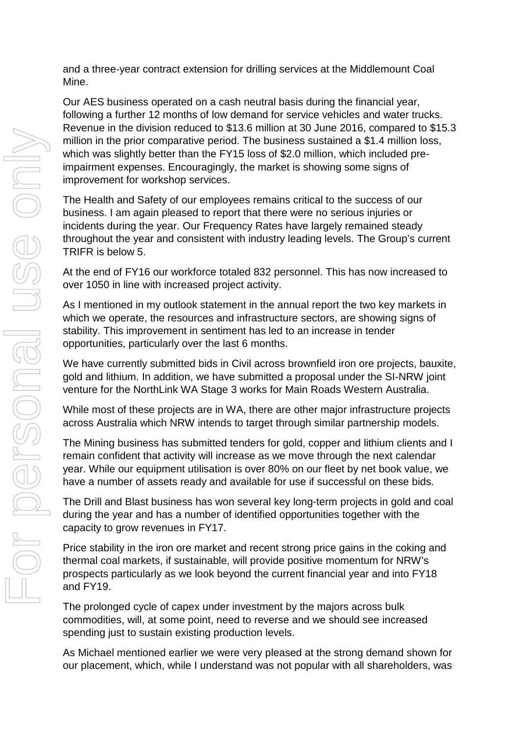and a three-year contract extension for drilling services at the Middlemount Coal Mine.

Our AES business operated on a cash neutral basis during the financial year, following a further 12 months of low demand for service vehicles and water trucks. Revenue in the division reduced to $13.6 million at 30 June 2016, compared to $15.3 million in the prior comparative period. The business sustained a $1.4 million loss, which was slightly better than the FY15 loss of $2.0 million, which included pre-impairment expenses. Encouragingly, the market is showing some signs of improvement for workshop services.

The Health and Safety of our employees remains critical to the success of our business. I am again pleased to report that there were no serious injuries or incidents during the year. Our Frequency Rates have largely remained steady throughout the year and consistent with industry leading levels. The Group's current TRIFR is below 5.

At the end of FY16 our workforce totaled 832 personnel. This has now increased to over 1050 in line with increased project activity.

As I mentioned in my outlook statement in the annual report the two key markets in which we operate, the resources and infrastructure sectors, are showing signs of stability. This improvement in sentiment has led to an increase in tender opportunities, particularly over the last 6 months.

We have currently submitted bids in Civil across brownfield iron ore projects, bauxite, gold and lithium. In addition, we have submitted a proposal under the SI-NRW joint venture for the NorthLink WA Stage 3 works for Main Roads Western Australia.

While most of these projects are in WA, there are other major infrastructure projects across Australia which NRW intends to target through similar partnership models.

The Mining business has submitted tenders for gold, copper and lithium clients and I remain confident that activity will increase as we move through the next calendar year. While our equipment utilisation is over 80% on our fleet by net book value, we have a number of assets ready and available for use if successful on these bids.

The Drill and Blast business has won several key long-term projects in gold and coal during the year and has a number of identified opportunities together with the capacity to grow revenues in FY17.

Price stability in the iron ore market and recent strong price gains in the coking and thermal coal markets, if sustainable, will provide positive momentum for NRW's prospects particularly as we look beyond the current financial year and into FY18 and FY19.

The prolonged cycle of capex under investment by the majors across bulk commodities, will, at some point, need to reverse and we should see increased spending just to sustain existing production levels.

As Michael mentioned earlier we were very pleased at the strong demand shown for our placement, which, while I understand was not popular with all shareholders, was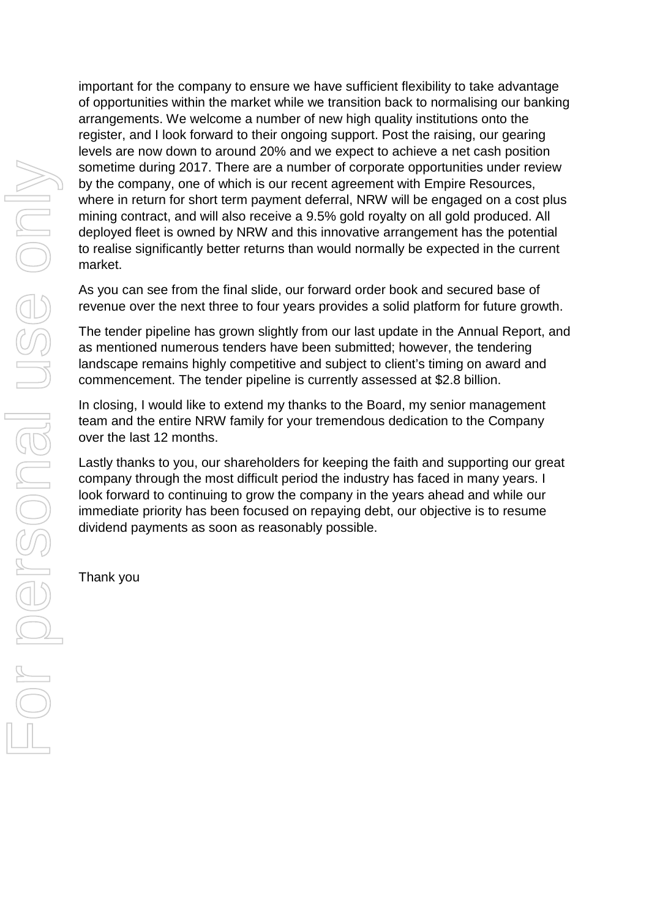important for the company to ensure we have sufficient flexibility to take advantage of opportunities within the market while we transition back to normalising our banking arrangements. We welcome a number of new high quality institutions onto the register, and I look forward to their ongoing support. Post the raising, our gearing levels are now down to around 20% and we expect to achieve a net cash position sometime during 2017. There are a number of corporate opportunities under review by the company, one of which is our recent agreement with Empire Resources, where in return for short term payment deferral, NRW will be engaged on a cost plus mining contract, and will also receive a 9.5% gold royalty on all gold produced. All deployed fleet is owned by NRW and this innovative arrangement has the potential to realise significantly better returns than would normally be expected in the current market.

As you can see from the final slide, our forward order book and secured base of revenue over the next three to four years provides a solid platform for future growth.

The tender pipeline has grown slightly from our last update in the Annual Report, and as mentioned numerous tenders have been submitted; however, the tendering landscape remains highly competitive and subject to client's timing on award and commencement. The tender pipeline is currently assessed at $2.8 billion.

In closing, I would like to extend my thanks to the Board, my senior management team and the entire NRW family for your tremendous dedication to the Company over the last 12 months.

Lastly thanks to you, our shareholders for keeping the faith and supporting our great company through the most difficult period the industry has faced in many years. I look forward to continuing to grow the company in the years ahead and while our immediate priority has been focused on repaying debt, our objective is to resume dividend payments as soon as reasonably possible.

Thank you